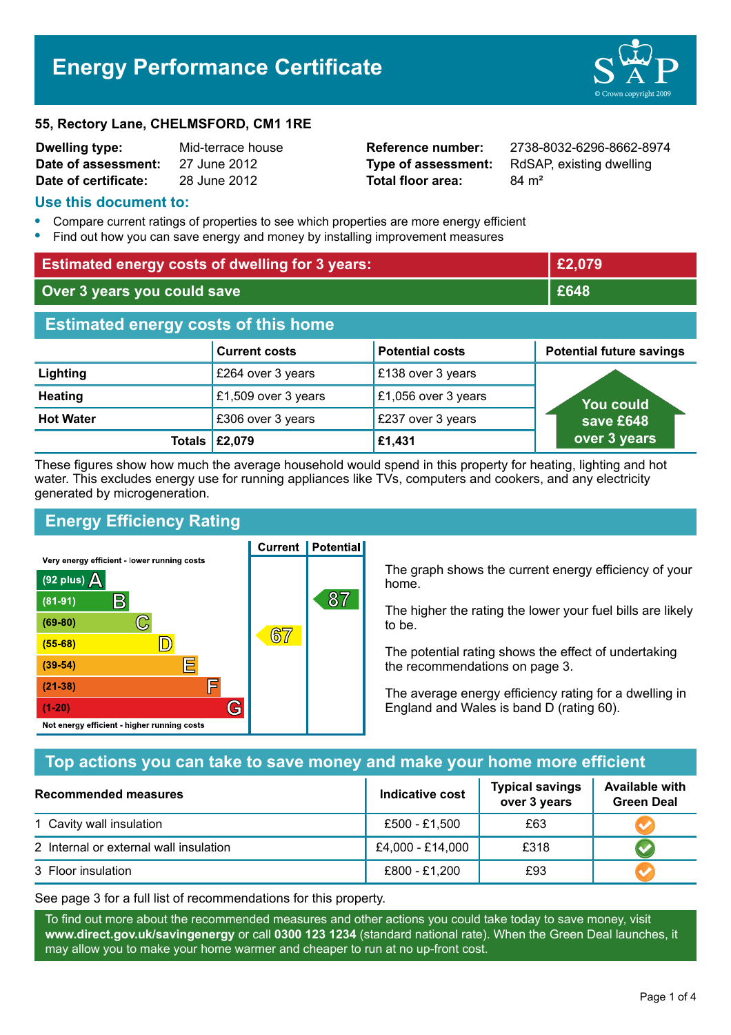# Energy Performance Certificate

**55, Rectory Lane, CHELMSFORD, CM1 1RE**

| | | | |
|---|---|---|---|
| **Dwelling type:** | Mid-terrace house | **Reference number:** | 2738-8032-6296-8662-8974 |
| **Date of assessment:** | 27 June 2012 | **Type of assessment:** | RdSAP, existing dwelling |
| **Date of certificate:** | 28 June 2012 | **Total floor area:** | 84 m² |

## Use this document to:

- Compare current ratings of properties to see which properties are more energy efficient
- Find out how you can save energy and money by installing improvement measures

| | |
|---|---|
| **Estimated energy costs of dwelling for 3 years:** | **£2,079** |
| **Over 3 years you could save** | **£648** |

## Estimated energy costs of this home

| | Current costs | Potential costs | Potential future savings |
|---|---|---|---|
| **Lighting** | £264 over 3 years | £138 over 3 years | You could save £648 over 3 years |
| **Heating** | £1,509 over 3 years | £1,056 over 3 years | |
| **Hot Water** | £306 over 3 years | £237 over 3 years | |
| **Totals** | **£2,079** | **£1,431** | |

These figures show how much the average household would spend in this property for heating, lighting and hot water. This excludes energy use for running appliances like TVs, computers and cookers, and any electricity generated by microgeneration.

## Energy Efficiency Rating

| Rating | Band | Current | Potential |
|---|---|---|---|
| Very energy efficient - lower running costs | | | |
| (92 plus) | A | | |
| (81-91) | B | | 87 |
| (69-80) | C | | |
| (55-68) | D | 67 | |
| (39-54) | E | | |
| (21-38) | F | | |
| (1-20) | G | | |
| Not energy efficient - higher running costs | | | |

The graph shows the current energy efficiency of your home.

The higher the rating the lower your fuel bills are likely to be.

The potential rating shows the effect of undertaking the recommendations on page 3.

The average energy efficiency rating for a dwelling in England and Wales is band D (rating 60).

## Top actions you can take to save money and make your home more efficient

| Recommended measures | Indicative cost | Typical savings over 3 years | Available with Green Deal |
|---|---|---|---|
| 1 Cavity wall insulation | £500 - £1,500 | £63 | ✔ |
| 2 Internal or external wall insulation | £4,000 - £14,000 | £318 | ✔ |
| 3 Floor insulation | £800 - £1,200 | £93 | ✔ |

See page 3 for a full list of recommendations for this property.

To find out more about the recommended measures and other actions you could take today to save money, visit **www.direct.gov.uk/savingenergy** or call **0300 123 1234** (standard national rate). When the Green Deal launches, it may allow you to make your home warmer and cheaper to run at no up-front cost.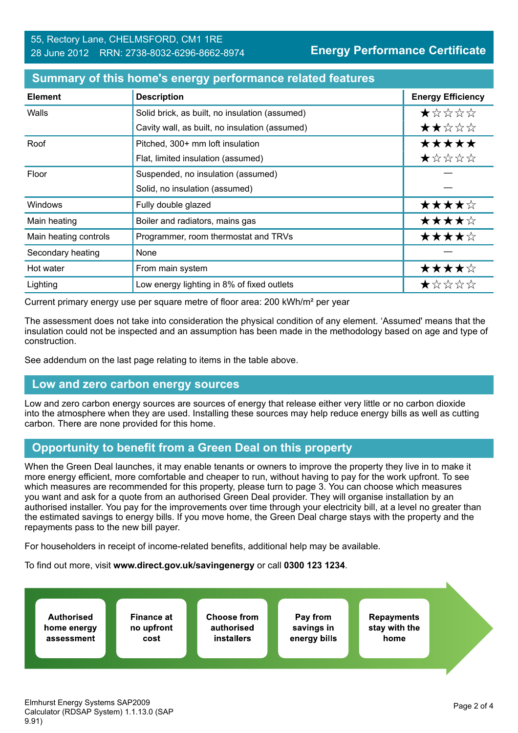55, Rectory Lane, CHELMSFORD, CM1 1RE
28 June 2012 RRN: 2738-8032-6296-8662-8974

**Energy Performance Certificate**

## Summary of this home's energy performance related features

| Element | Description | Energy Efficiency |
|---|---|---|
| Walls | Solid brick, as built, no insulation (assumed) | ★☆☆☆☆ |
| | Cavity wall, as built, no insulation (assumed) | ★★☆☆☆ |
| Roof | Pitched, 300+ mm loft insulation | ★★★★★ |
| | Flat, limited insulation (assumed) | ★☆☆☆☆ |
| Floor | Suspended, no insulation (assumed) | — |
| | Solid, no insulation (assumed) | — |
| Windows | Fully double glazed | ★★★★☆ |
| Main heating | Boiler and radiators, mains gas | ★★★★☆ |
| Main heating controls | Programmer, room thermostat and TRVs | ★★★★☆ |
| Secondary heating | None | — |
| Hot water | From main system | ★★★★☆ |
| Lighting | Low energy lighting in 8% of fixed outlets | ★☆☆☆☆ |

Current primary energy use per square metre of floor area: 200 kWh/m² per year

The assessment does not take into consideration the physical condition of any element. 'Assumed' means that the insulation could not be inspected and an assumption has been made in the methodology based on age and type of construction.

See addendum on the last page relating to items in the table above.

## Low and zero carbon energy sources

Low and zero carbon energy sources are sources of energy that release either very little or no carbon dioxide into the atmosphere when they are used. Installing these sources may help reduce energy bills as well as cutting carbon. There are none provided for this home.

## Opportunity to benefit from a Green Deal on this property

When the Green Deal launches, it may enable tenants or owners to improve the property they live in to make it more energy efficient, more comfortable and cheaper to run, without having to pay for the work upfront. To see which measures are recommended for this property, please turn to page 3. You can choose which measures you want and ask for a quote from an authorised Green Deal provider. They will organise installation by an authorised installer. You pay for the improvements over time through your electricity bill, at a level no greater than the estimated savings to energy bills. If you move home, the Green Deal charge stays with the property and the repayments pass to the new bill payer.

For householders in receipt of income-related benefits, additional help may be available.

To find out more, visit **www.direct.gov.uk/savingenergy** or call **0300 123 1234**.

**Authorised home energy assessment** → **Finance at no upfront cost** → **Choose from authorised installers** → **Pay from savings in energy bills** → **Repayments stay with the home**

Elmhurst Energy Systems SAP2009 Calculator (RDSAP System) 1.1.13.0 (SAP 9.91)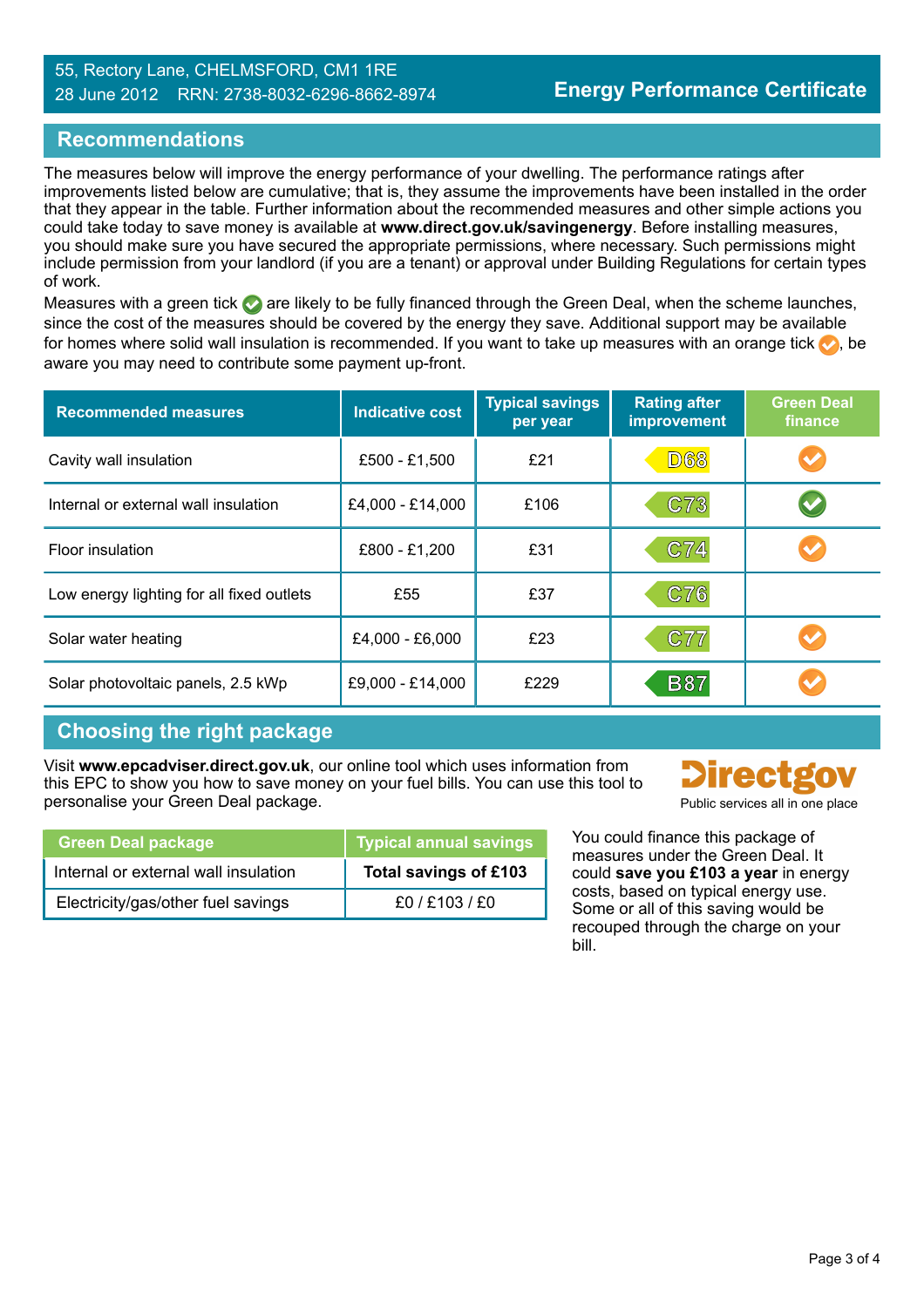55, Rectory Lane, CHELMSFORD, CM1 1RE
28 June 2012 RRN: 2738-8032-6296-8662-8974

**Energy Performance Certificate**

## Recommendations

The measures below will improve the energy performance of your dwelling. The performance ratings after improvements listed below are cumulative; that is, they assume the improvements have been installed in the order that they appear in the table. Further information about the recommended measures and other simple actions you could take today to save money is available at **www.direct.gov.uk/savingenergy**. Before installing measures, you should make sure you have secured the appropriate permissions, where necessary. Such permissions might include permission from your landlord (if you are a tenant) or approval under Building Regulations for certain types of work.

Measures with a green tick ✔ are likely to be fully financed through the Green Deal, when the scheme launches, since the cost of the measures should be covered by the energy they save. Additional support may be available for homes where solid wall insulation is recommended. If you want to take up measures with an orange tick ✔, be aware you may need to contribute some payment up-front.

| Recommended measures | Indicative cost | Typical savings per year | Rating after improvement | Green Deal finance |
|---|---|---|---|---|
| Cavity wall insulation | £500 - £1,500 | £21 | D68 | ✔ (orange) |
| Internal or external wall insulation | £4,000 - £14,000 | £106 | C73 | ✔ (green) |
| Floor insulation | £800 - £1,200 | £31 | C74 | ✔ (orange) |
| Low energy lighting for all fixed outlets | £55 | £37 | C76 | |
| Solar water heating | £4,000 - £6,000 | £23 | C77 | ✔ (orange) |
| Solar photovoltaic panels, 2.5 kWp | £9,000 - £14,000 | £229 | B87 | ✔ (orange) |

## Choosing the right package

Visit **www.epcadviser.direct.gov.uk**, our online tool which uses information from this EPC to show you how to save money on your fuel bills. You can use this tool to personalise your Green Deal package.

Directgov
Public services all in one place

| Green Deal package | Typical annual savings |
|---|---|
| Internal or external wall insulation | **Total savings of £103** |
| Electricity/gas/other fuel savings | £0 / £103 / £0 |

You could finance this package of measures under the Green Deal. It could **save you £103 a year** in energy costs, based on typical energy use. Some or all of this saving would be recouped through the charge on your bill.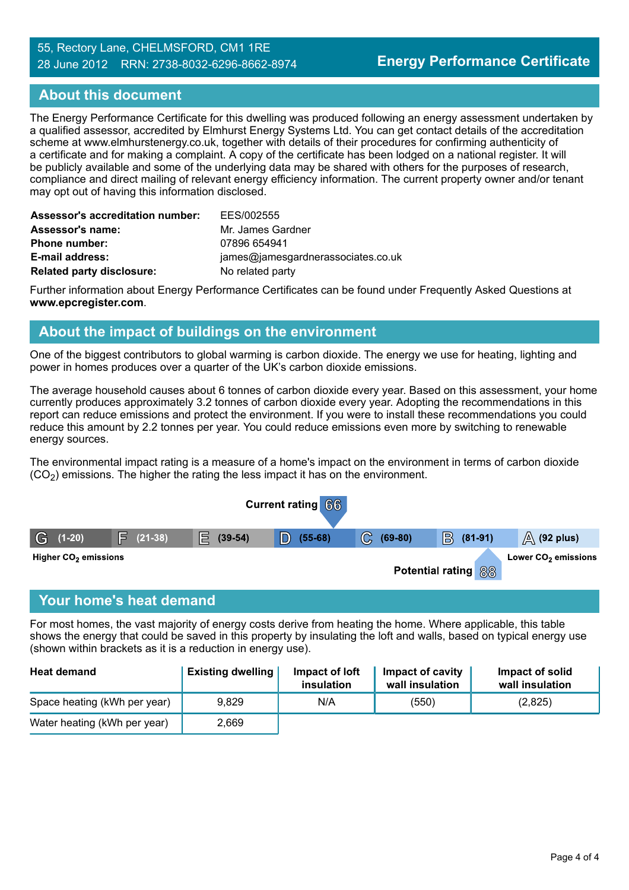55, Rectory Lane, CHELMSFORD, CM1 1RE
28 June 2012 RRN: 2738-8032-6296-8662-8974

**Energy Performance Certificate**

## About this document

The Energy Performance Certificate for this dwelling was produced following an energy assessment undertaken by a qualified assessor, accredited by Elmhurst Energy Systems Ltd. You can get contact details of the accreditation scheme at www.elmhurstenergy.co.uk, together with details of their procedures for confirming authenticity of a certificate and for making a complaint. A copy of the certificate has been lodged on a national register. It will be publicly available and some of the underlying data may be shared with others for the purposes of research, compliance and direct mailing of relevant energy efficiency information. The current property owner and/or tenant may opt out of having this information disclosed.

| | |
|---|---|
| **Assessor's accreditation number:** | EES/002555 |
| **Assessor's name:** | Mr. James Gardner |
| **Phone number:** | 07896 654941 |
| **E-mail address:** | james@jamesgardnerassociates.co.uk |
| **Related party disclosure:** | No related party |

Further information about Energy Performance Certificates can be found under Frequently Asked Questions at **www.epcregister.com**.

## About the impact of buildings on the environment

One of the biggest contributors to global warming is carbon dioxide. The energy we use for heating, lighting and power in homes produces over a quarter of the UK's carbon dioxide emissions.

The average household causes about 6 tonnes of carbon dioxide every year. Based on this assessment, your home currently produces approximately 3.2 tonnes of carbon dioxide every year. Adopting the recommendations in this report can reduce emissions and protect the environment. If you were to install these recommendations you could reduce this amount by 2.2 tonnes per year. You could reduce emissions even more by switching to renewable energy sources.

The environmental impact rating is a measure of a home's impact on the environment in terms of carbon dioxide ($CO_2$) emissions. The higher the rating the less impact it has on the environment.

Current rating 66

G (1-20) F (21-38) E (39-54) D (55-68) C (69-80) B (81-91) A (92 plus)

Higher $CO_2$ emissions

Lower $CO_2$ emissions

Potential rating 88

## Your home's heat demand

For most homes, the vast majority of energy costs derive from heating the home. Where applicable, this table shows the energy that could be saved in this property by insulating the loft and walls, based on typical energy use (shown within brackets as it is a reduction in energy use).

| Heat demand | Existing dwelling | Impact of loft insulation | Impact of cavity wall insulation | Impact of solid wall insulation |
|---|---|---|---|---|
| Space heating (kWh per year) | 9,829 | N/A | (550) | (2,825) |
| Water heating (kWh per year) | 2,669 | | | |